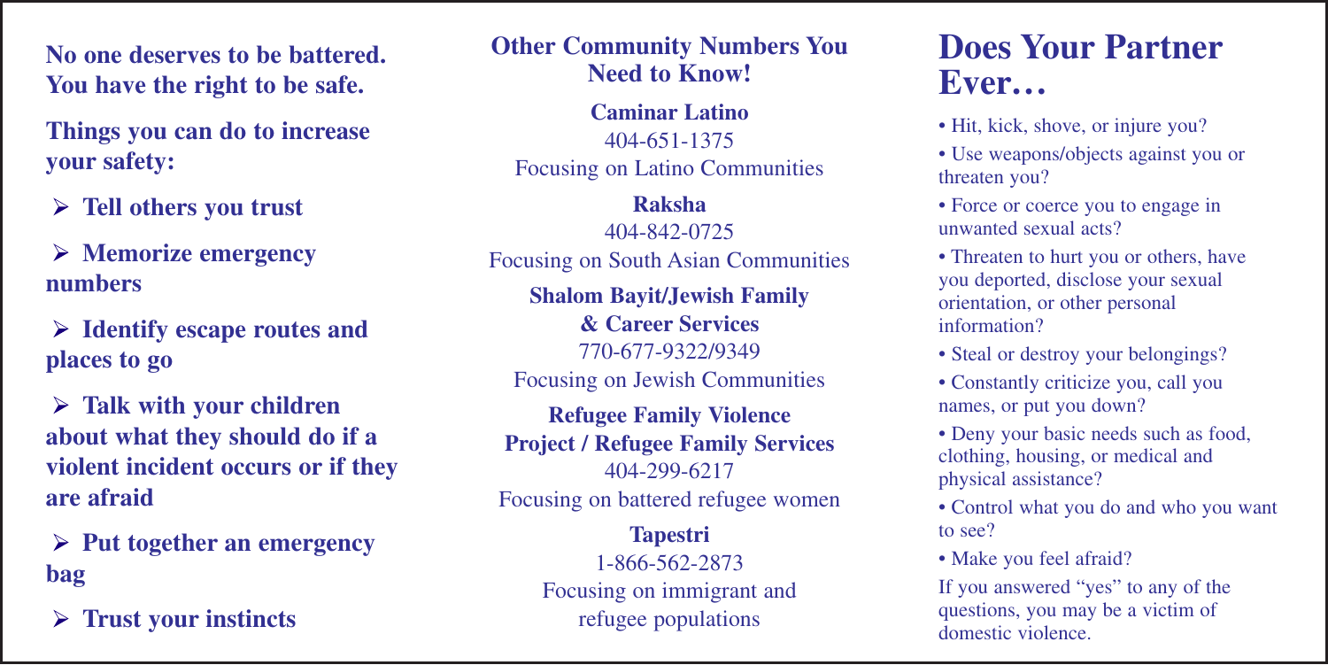**No one deserves to be battered. You have the right to be safe.**

**Things you can do to increase your safety:**

- **Tell others you trust**
- **Memorize emergency numbers**
- **Identify escape routes and places to go**
- **Talk with your children about what they should do if a violent incident occurs or if they are afraid**
- **Put together an emergency bag**
- **Trust your instincts**

## Other Community Numbers You Need to Know!

**Caminar Latino**
404-651-1375
Focusing on Latino Communities

**Raksha**
404-842-0725
Focusing on South Asian Communities

**Shalom Bayit/Jewish Family & Career Services**
770-677-9322/9349
Focusing on Jewish Communities

**Refugee Family Violence Project / Refugee Family Services**
404-299-6217
Focusing on battered refugee women

**Tapestri**
1-866-562-2873
Focusing on immigrant and refugee populations

# Does Your Partner Ever…

- Hit, kick, shove, or injure you?
- Use weapons/objects against you or threaten you?
- Force or coerce you to engage in unwanted sexual acts?
- Threaten to hurt you or others, have you deported, disclose your sexual orientation, or other personal information?
- Steal or destroy your belongings?
- Constantly criticize you, call you names, or put you down?
- Deny your basic needs such as food, clothing, housing, or medical and physical assistance?
- Control what you do and who you want to see?
- Make you feel afraid?

If you answered "yes" to any of the questions, you may be a victim of domestic violence.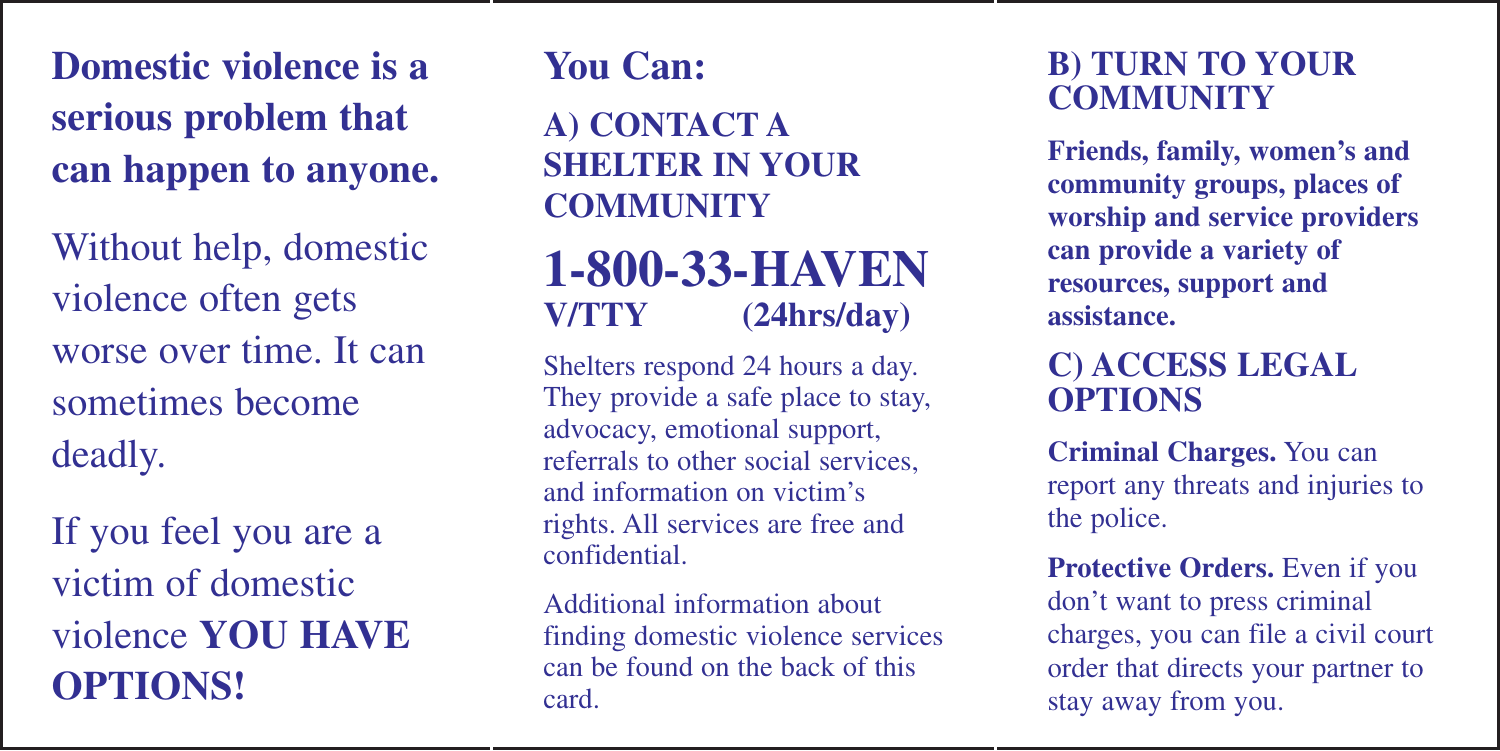**Domestic violence is a serious problem that can happen to anyone.**

Without help, domestic violence often gets worse over time. It can sometimes become deadly.

If you feel you are a victim of domestic violence **YOU HAVE OPTIONS!**

## You Can:

### A) CONTACT A SHELTER IN YOUR COMMUNITY

## 1-800-33-HAVEN

**V/TTY (24hrs/day)**

Shelters respond 24 hours a day. They provide a safe place to stay, advocacy, emotional support, referrals to other social services, and information on victim's rights. All services are free and confidential.

Additional information about finding domestic violence services can be found on the back of this card.

### B) TURN TO YOUR COMMUNITY

**Friends, family, women's and community groups, places of worship and service providers can provide a variety of resources, support and assistance.**

### C) ACCESS LEGAL OPTIONS

**Criminal Charges.** You can report any threats and injuries to the police.

**Protective Orders.** Even if you don't want to press criminal charges, you can file a civil court order that directs your partner to stay away from you.